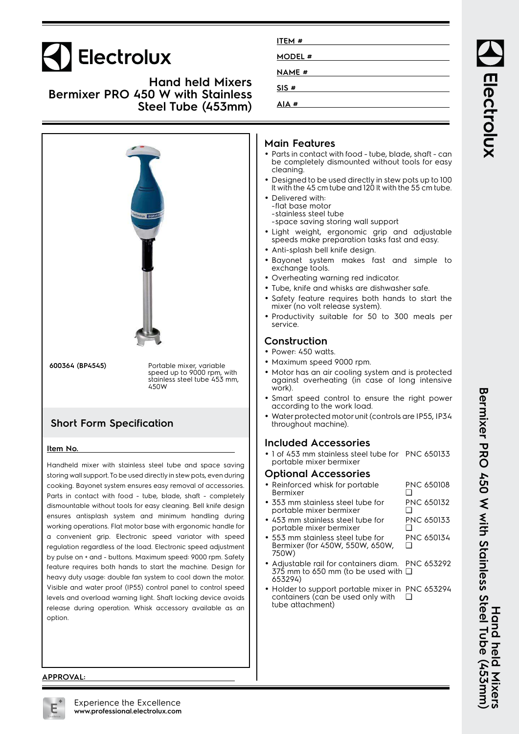# Electrolux

## Hand held Mixers
## Bermixer PRO 450 W with Stainless Steel Tube (453mm)

ITEM #

MODEL #

NAME #

SIS #

AIA #

**600364 (BP4545)** Portable mixer, variable speed up to 9000 rpm, with stainless steel tube 453 mm, 450W

## Short Form Specification

**Item No.**

Handheld mixer with stainless steel tube and space saving storing wall support. To be used directly in stew pots, even during cooking. Bayonet system ensures easy removal of accessories. Parts in contact with food - tube, blade, shaft - completely dismountable without tools for easy cleaning. Bell knife design ensures antisplash system and minimum handling during working operations. Flat motor base with ergonomic handle for a convenient grip. Electronic speed variator with speed regulation regardless of the load. Electronic speed adjustment by pulse on + and - buttons. Maximum speed: 9000 rpm. Safety feature requires both hands to start the machine. Design for heavy duty usage: double fan system to cool down the motor. Visible and water proof (IP55) control panel to control speed levels and overload warning light. Shaft locking device avoids release during operation. Whisk accessory available as an option.

## Main Features

- Parts in contact with food - tube, blade, shaft - can be completely dismounted without tools for easy cleaning.
- Designed to be used directly in stew pots up to 100 lt with the 45 cm tube and 120 lt with the 55 cm tube.
- Delivered with:
  -flat base motor
  -stainless steel tube
  -space saving storing wall support
- Light weight, ergonomic grip and adjustable speeds make preparation tasks fast and easy.
- Anti-splash bell knife design.
- Bayonet system makes fast and simple to exchange tools.
- Overheating warning red indicator.
- Tube, knife and whisks are dishwasher safe.
- Safety feature requires both hands to start the mixer (no volt release system).
- Productivity suitable for 50 to 300 meals per service.

## Construction

- Power: 450 watts.
- Maximum speed 9000 rpm.
- Motor has an air cooling system and is protected against overheating (in case of long intensive work).
- Smart speed control to ensure the right power according to the work load.
- Water protected motor unit (controls are IP55, IP34 throughout machine).

## Included Accessories

- 1 of 453 mm stainless steel tube for portable mixer bermixer — PNC 650133

## Optional Accessories

- Reinforced whisk for portable Bermixer — PNC 650108 ❑
- 353 mm stainless steel tube for portable mixer bermixer — PNC 650132 ❑
- 453 mm stainless steel tube for portable mixer bermixer — PNC 650133 ❑
- 553 mm stainless steel tube for Bermixer (for 450W, 550W, 650W, 750W) — PNC 650134 ❑
- Adjustable rail for containers diam. 375 mm to 650 mm (to be used with 653294) — PNC 653292 ❑
- Holder to support portable mixer in containers (can be used only with tube attachment) — PNC 653294 ❑

**APPROVAL:**

Experience the Excellence
**www.professional.electrolux.com**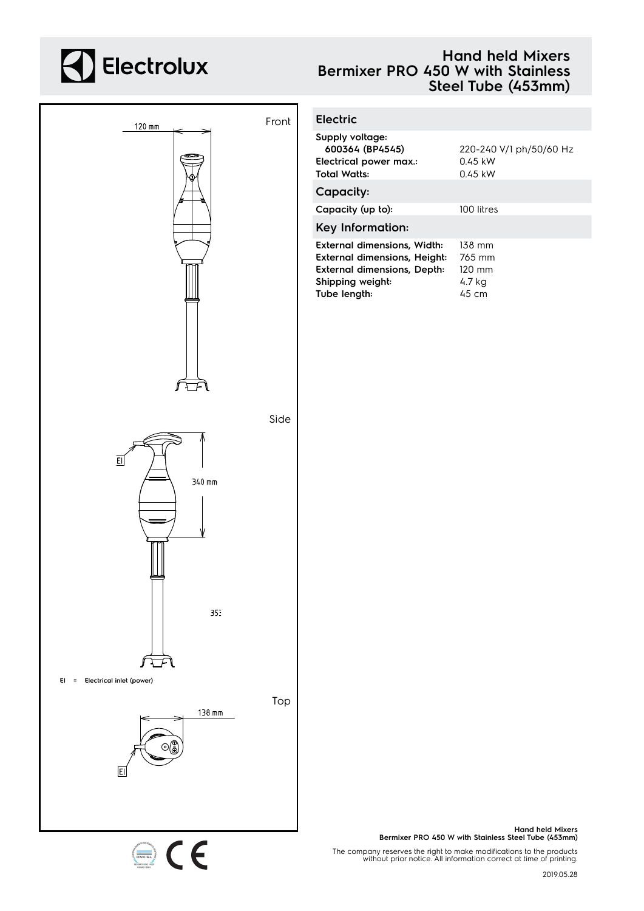# Electrolux

## Hand held Mixers
## Bermixer PRO 450 W with Stainless Steel Tube (453mm)

Front

120 mm

Side

340 mm

353

EI

EI = Electrical inlet (power)

Top

138 mm

EI

### Electric

| | |
|---|---|
| **Supply voltage:** | |
| **600364 (BP4545)** | 220-240 V/1 ph/50/60 Hz |
| **Electrical power max.:** | 0.45 kW |
| **Total Watts:** | 0.45 kW |

### Capacity:

| | |
|---|---|
| **Capacity (up to):** | 100 litres |

### Key Information:

| | |
|---|---|
| **External dimensions, Width:** | 138 mm |
| **External dimensions, Height:** | 765 mm |
| **External dimensions, Depth:** | 120 mm |
| **Shipping weight:** | 4.7 kg |
| **Tube length:** | 45 cm |

**Hand held Mixers**
**Bermixer PRO 450 W with Stainless Steel Tube (453mm)**

The company reserves the right to make modifications to the products without prior notice. All information correct at time of printing.

2019.05.28